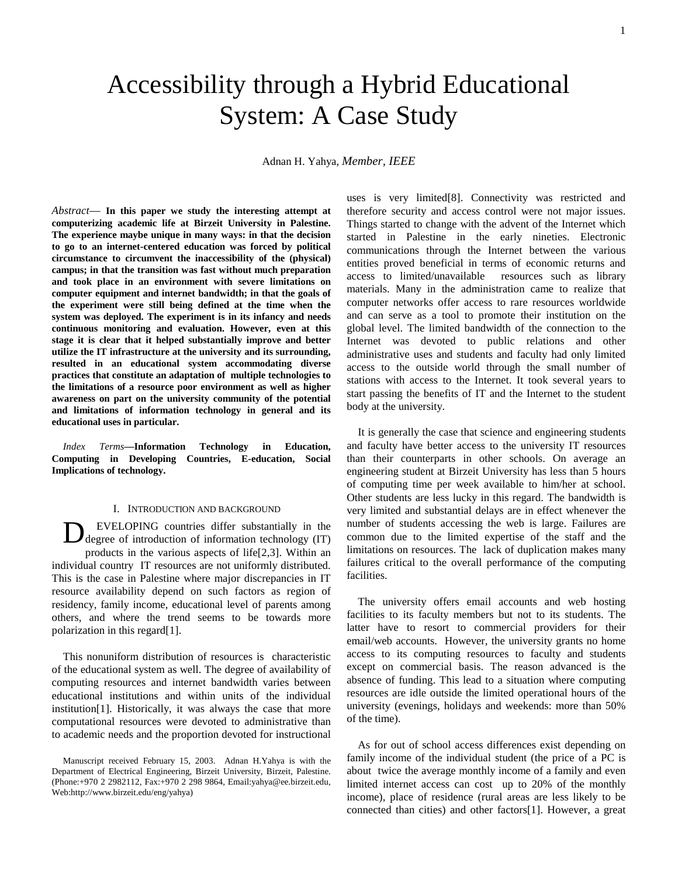# Accessibility through a Hybrid Educational System: A Case Study

Adnan H. Yahya, *Member, IEEE*

*Abstract*— **In this paper we study the interesting attempt at computerizing academic life at Birzeit University in Palestine. The experience maybe unique in many ways: in that the decision to go to an internet-centered education was forced by political circumstance to circumvent the inaccessibility of the (physical) campus; in that the transition was fast without much preparation and took place in an environment with severe limitations on computer equipment and internet bandwidth; in that the goals of the experiment were still being defined at the time when the system was deployed. The experiment is in its infancy and needs continuous monitoring and evaluation. However, even at this stage it is clear that it helped substantially improve and better utilize the IT infrastructure at the university and its surrounding, resulted in an educational system accommodating diverse practices that constitute an adaptation of multiple technologies to the limitations of a resource poor environment as well as higher awareness on part on the university community of the potential and limitations of information technology in general and its educational uses in particular.**

*Index Terms*—**Information Technology in Education, Computing in Developing Countries, E-education, Social Implications of technology.**

## I. Introduction and Background

DEVELOPING countries differ substantially in the degree of introduction of information technology (IT) products in the various aspects of life[2,3]. Within an individual country IT resources are not uniformly distributed. This is the case in Palestine where major discrepancies in IT resource availability depend on such factors as region of residency, family income, educational level of parents among others, and where the trend seems to be towards more polarization in this regard[1].

This nonuniform distribution of resources is characteristic of the educational system as well. The degree of availability of computing resources and internet bandwidth varies between educational institutions and within units of the individual institution[1]. Historically, it was always the case that more computational resources were devoted to administrative than to academic needs and the proportion devoted for instructional uses is very limited[8]. Connectivity was restricted and therefore security and access control were not major issues. Things started to change with the advent of the Internet which started in Palestine in the early nineties. Electronic communications through the Internet between the various entities proved beneficial in terms of economic returns and access to limited/unavailable resources such as library materials. Many in the administration came to realize that computer networks offer access to rare resources worldwide and can serve as a tool to promote their institution on the global level. The limited bandwidth of the connection to the Internet was devoted to public relations and other administrative uses and students and faculty had only limited access to the outside world through the small number of stations with access to the Internet. It took several years to start passing the benefits of IT and the Internet to the student body at the university.

It is generally the case that science and engineering students and faculty have better access to the university IT resources than their counterparts in other schools. On average an engineering student at Birzeit University has less than 5 hours of computing time per week available to him/her at school. Other students are less lucky in this regard. The bandwidth is very limited and substantial delays are in effect whenever the number of students accessing the web is large. Failures are common due to the limited expertise of the staff and the limitations on resources. The lack of duplication makes many failures critical to the overall performance of the computing facilities.

The university offers email accounts and web hosting facilities to its faculty members but not to its students. The latter have to resort to commercial providers for their email/web accounts. However, the university grants no home access to its computing resources to faculty and students except on commercial basis. The reason advanced is the absence of funding. This lead to a situation where computing resources are idle outside the limited operational hours of the university (evenings, holidays and weekends: more than 50% of the time).

As for out of school access differences exist depending on family income of the individual student (the price of a PC is about twice the average monthly income of a family and even limited internet access can cost up to 20% of the monthly income), place of residence (rural areas are less likely to be connected than cities) and other factors[1]. However, a great

Manuscript received February 15, 2003. Adnan H.Yahya is with the Department of Electrical Engineering, Birzeit University, Birzeit, Palestine. (Phone:+970 2 2982112, Fax:+970 2 298 9864, Email:yahya@ee.birzeit.edu, Web:http://www.birzeit.edu/eng/yahya)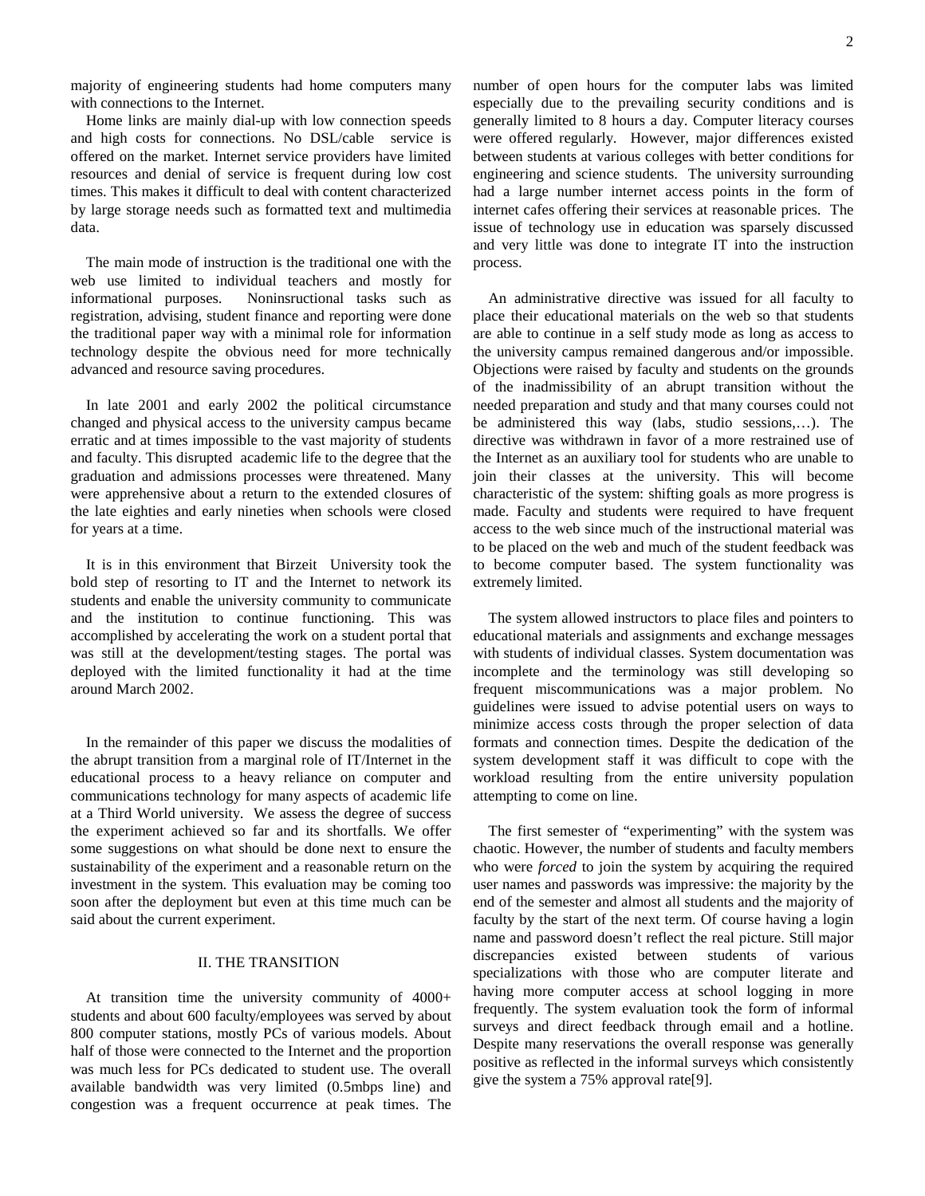majority of engineering students had home computers many with connections to the Internet.

Home links are mainly dial-up with low connection speeds and high costs for connections. No DSL/cable service is offered on the market. Internet service providers have limited resources and denial of service is frequent during low cost times. This makes it difficult to deal with content characterized by large storage needs such as formatted text and multimedia data.

The main mode of instruction is the traditional one with the web use limited to individual teachers and mostly for informational purposes. Noninsructional tasks such as registration, advising, student finance and reporting were done the traditional paper way with a minimal role for information technology despite the obvious need for more technically advanced and resource saving procedures.

In late 2001 and early 2002 the political circumstance changed and physical access to the university campus became erratic and at times impossible to the vast majority of students and faculty. This disrupted academic life to the degree that the graduation and admissions processes were threatened. Many were apprehensive about a return to the extended closures of the late eighties and early nineties when schools were closed for years at a time.

It is in this environment that Birzeit University took the bold step of resorting to IT and the Internet to network its students and enable the university community to communicate and the institution to continue functioning. This was accomplished by accelerating the work on a student portal that was still at the development/testing stages. The portal was deployed with the limited functionality it had at the time around March 2002.

In the remainder of this paper we discuss the modalities of the abrupt transition from a marginal role of IT/Internet in the educational process to a heavy reliance on computer and communications technology for many aspects of academic life at a Third World university. We assess the degree of success the experiment achieved so far and its shortfalls. We offer some suggestions on what should be done next to ensure the sustainability of the experiment and a reasonable return on the investment in the system. This evaluation may be coming too soon after the deployment but even at this time much can be said about the current experiment.

## II. THE TRANSITION

At transition time the university community of 4000+ students and about 600 faculty/employees was served by about 800 computer stations, mostly PCs of various models. About half of those were connected to the Internet and the proportion was much less for PCs dedicated to student use. The overall available bandwidth was very limited (0.5mbps line) and congestion was a frequent occurrence at peak times. The number of open hours for the computer labs was limited especially due to the prevailing security conditions and is generally limited to 8 hours a day. Computer literacy courses were offered regularly. However, major differences existed between students at various colleges with better conditions for engineering and science students. The university surrounding had a large number internet access points in the form of internet cafes offering their services at reasonable prices. The issue of technology use in education was sparsely discussed and very little was done to integrate IT into the instruction process.

An administrative directive was issued for all faculty to place their educational materials on the web so that students are able to continue in a self study mode as long as access to the university campus remained dangerous and/or impossible. Objections were raised by faculty and students on the grounds of the inadmissibility of an abrupt transition without the needed preparation and study and that many courses could not be administered this way (labs, studio sessions,…). The directive was withdrawn in favor of a more restrained use of the Internet as an auxiliary tool for students who are unable to join their classes at the university. This will become characteristic of the system: shifting goals as more progress is made. Faculty and students were required to have frequent access to the web since much of the instructional material was to be placed on the web and much of the student feedback was to become computer based. The system functionality was extremely limited.

The system allowed instructors to place files and pointers to educational materials and assignments and exchange messages with students of individual classes. System documentation was incomplete and the terminology was still developing so frequent miscommunications was a major problem. No guidelines were issued to advise potential users on ways to minimize access costs through the proper selection of data formats and connection times. Despite the dedication of the system development staff it was difficult to cope with the workload resulting from the entire university population attempting to come on line.

The first semester of "experimenting" with the system was chaotic. However, the number of students and faculty members who were *forced* to join the system by acquiring the required user names and passwords was impressive: the majority by the end of the semester and almost all students and the majority of faculty by the start of the next term. Of course having a login name and password doesn't reflect the real picture. Still major discrepancies existed between students of various specializations with those who are computer literate and having more computer access at school logging in more frequently. The system evaluation took the form of informal surveys and direct feedback through email and a hotline. Despite many reservations the overall response was generally positive as reflected in the informal surveys which consistently give the system a 75% approval rate[9].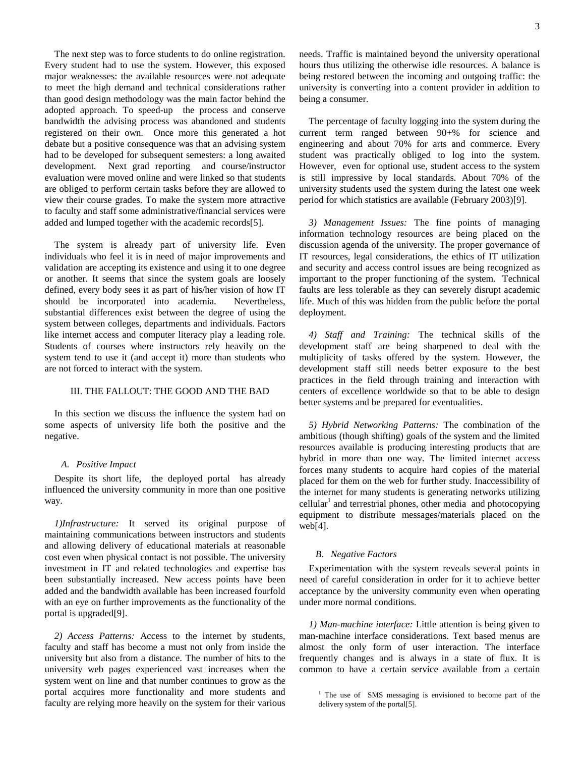The next step was to force students to do online registration. Every student had to use the system. However, this exposed major weaknesses: the available resources were not adequate to meet the high demand and technical considerations rather than good design methodology was the main factor behind the adopted approach. To speed-up the process and conserve bandwidth the advising process was abandoned and students registered on their own. Once more this generated a hot debate but a positive consequence was that an advising system had to be developed for subsequent semesters: a long awaited development. Next grad reporting and course/instructor evaluation were moved online and were linked so that students are obliged to perform certain tasks before they are allowed to view their course grades. To make the system more attractive to faculty and staff some administrative/financial services were added and lumped together with the academic records[5].

The system is already part of university life. Even individuals who feel it is in need of major improvements and validation are accepting its existence and using it to one degree or another. It seems that since the system goals are loosely defined, every body sees it as part of his/her vision of how IT should be incorporated into academia. Nevertheless, substantial differences exist between the degree of using the system between colleges, departments and individuals. Factors like internet access and computer literacy play a leading role. Students of courses where instructors rely heavily on the system tend to use it (and accept it) more than students who are not forced to interact with the system.

## III. The Fallout: The Good and the Bad

In this section we discuss the influence the system had on some aspects of university life both the positive and the negative.

### *A. Positive Impact*

Despite its short life, the deployed portal has already influenced the university community in more than one positive way.

*1)Infrastructure:* It served its original purpose of maintaining communications between instructors and students and allowing delivery of educational materials at reasonable cost even when physical contact is not possible. The university investment in IT and related technologies and expertise has been substantially increased. New access points have been added and the bandwidth available has been increased fourfold with an eye on further improvements as the functionality of the portal is upgraded[9].

*2) Access Patterns:* Access to the internet by students, faculty and staff has become a must not only from inside the university but also from a distance. The number of hits to the university web pages experienced vast increases when the system went on line and that number continues to grow as the portal acquires more functionality and more students and faculty are relying more heavily on the system for their various needs. Traffic is maintained beyond the university operational hours thus utilizing the otherwise idle resources. A balance is being restored between the incoming and outgoing traffic: the university is converting into a content provider in addition to being a consumer.

The percentage of faculty logging into the system during the current term ranged between 90+% for science and engineering and about 70% for arts and commerce. Every student was practically obliged to log into the system. However, even for optional use, student access to the system is still impressive by local standards. About 70% of the university students used the system during the latest one week period for which statistics are available (February 2003)[9].

*3) Management Issues:* The fine points of managing information technology resources are being placed on the discussion agenda of the university. The proper governance of IT resources, legal considerations, the ethics of IT utilization and security and access control issues are being recognized as important to the proper functioning of the system. Technical faults are less tolerable as they can severely disrupt academic life. Much of this was hidden from the public before the portal deployment.

*4) Staff and Training:* The technical skills of the development staff are being sharpened to deal with the multiplicity of tasks offered by the system. However, the development staff still needs better exposure to the best practices in the field through training and interaction with centers of excellence worldwide so that to be able to design better systems and be prepared for eventualities.

*5) Hybrid Networking Patterns:* The combination of the ambitious (though shifting) goals of the system and the limited resources available is producing interesting products that are hybrid in more than one way. The limited internet access forces many students to acquire hard copies of the material placed for them on the web for further study. Inaccessibility of the internet for many students is generating networks utilizing cellular[1] and terrestrial phones, other media and photocopying equipment to distribute messages/materials placed on the web[4].

### *B. Negative Factors*

Experimentation with the system reveals several points in need of careful consideration in order for it to achieve better acceptance by the university community even when operating under more normal conditions.

*1) Man-machine interface:* Little attention is being given to man-machine interface considerations. Text based menus are almost the only form of user interaction. The interface frequently changes and is always in a state of flux. It is common to have a certain service available from a certain

[1] The use of SMS messaging is envisioned to become part of the delivery system of the portal[5].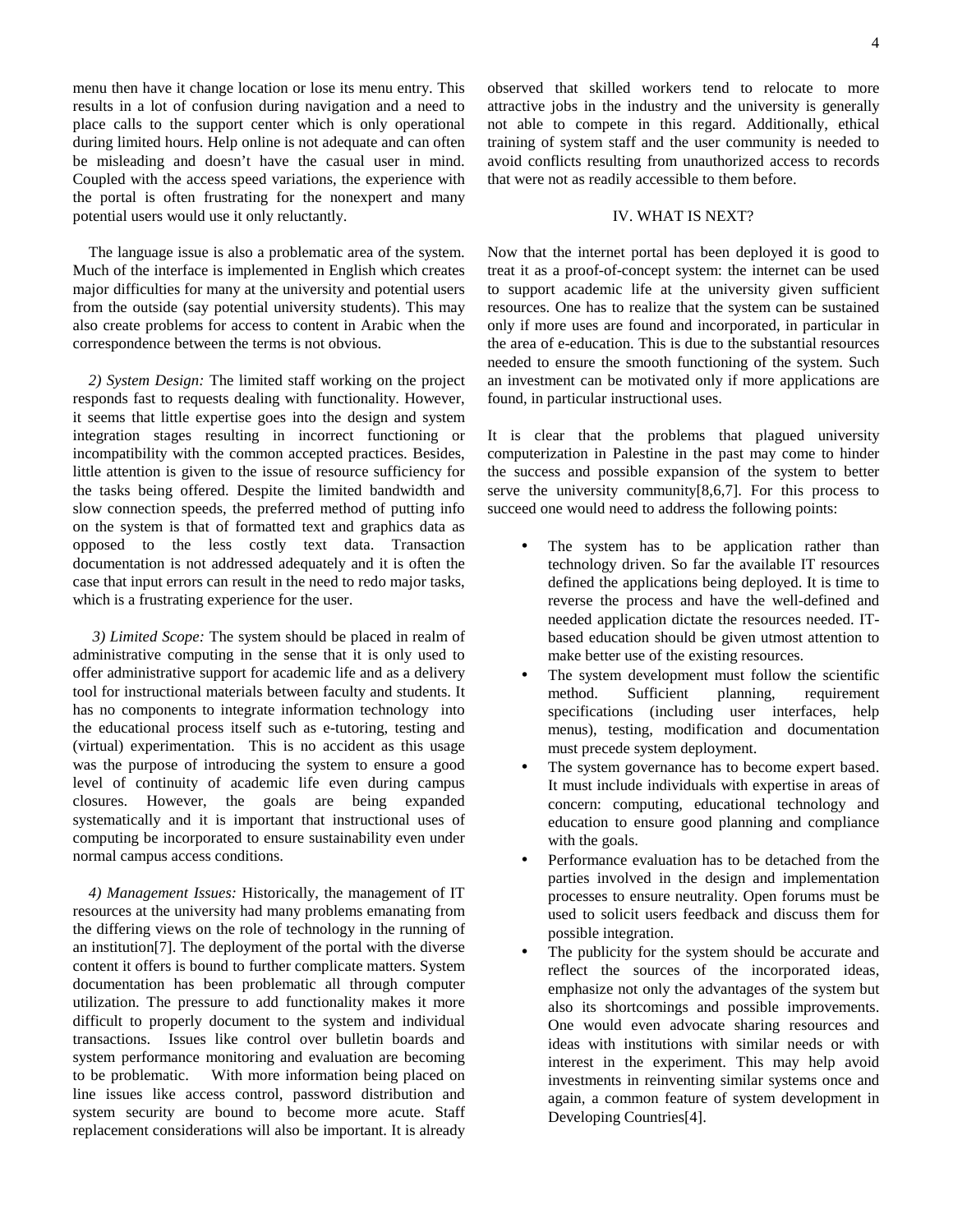menu then have it change location or lose its menu entry. This results in a lot of confusion during navigation and a need to place calls to the support center which is only operational during limited hours. Help online is not adequate and can often be misleading and doesn't have the casual user in mind. Coupled with the access speed variations, the experience with the portal is often frustrating for the nonexpert and many potential users would use it only reluctantly.

The language issue is also a problematic area of the system. Much of the interface is implemented in English which creates major difficulties for many at the university and potential users from the outside (say potential university students). This may also create problems for access to content in Arabic when the correspondence between the terms is not obvious.

*2) System Design:* The limited staff working on the project responds fast to requests dealing with functionality. However, it seems that little expertise goes into the design and system integration stages resulting in incorrect functioning or incompatibility with the common accepted practices. Besides, little attention is given to the issue of resource sufficiency for the tasks being offered. Despite the limited bandwidth and slow connection speeds, the preferred method of putting info on the system is that of formatted text and graphics data as opposed to the less costly text data. Transaction documentation is not addressed adequately and it is often the case that input errors can result in the need to redo major tasks, which is a frustrating experience for the user.

*3) Limited Scope:* The system should be placed in realm of administrative computing in the sense that it is only used to offer administrative support for academic life and as a delivery tool for instructional materials between faculty and students. It has no components to integrate information technology into the educational process itself such as e-tutoring, testing and (virtual) experimentation. This is no accident as this usage was the purpose of introducing the system to ensure a good level of continuity of academic life even during campus closures. However, the goals are being expanded systematically and it is important that instructional uses of computing be incorporated to ensure sustainability even under normal campus access conditions.

*4) Management Issues:* Historically, the management of IT resources at the university had many problems emanating from the differing views on the role of technology in the running of an institution[7]. The deployment of the portal with the diverse content it offers is bound to further complicate matters. System documentation has been problematic all through computer utilization. The pressure to add functionality makes it more difficult to properly document to the system and individual transactions. Issues like control over bulletin boards and system performance monitoring and evaluation are becoming to be problematic. With more information being placed on line issues like access control, password distribution and system security are bound to become more acute. Staff replacement considerations will also be important. It is already observed that skilled workers tend to relocate to more attractive jobs in the industry and the university is generally not able to compete in this regard. Additionally, ethical training of system staff and the user community is needed to avoid conflicts resulting from unauthorized access to records that were not as readily accessible to them before.

## IV. WHAT IS NEXT?

Now that the internet portal has been deployed it is good to treat it as a proof-of-concept system: the internet can be used to support academic life at the university given sufficient resources. One has to realize that the system can be sustained only if more uses are found and incorporated, in particular in the area of e-education. This is due to the substantial resources needed to ensure the smooth functioning of the system. Such an investment can be motivated only if more applications are found, in particular instructional uses.

It is clear that the problems that plagued university computerization in Palestine in the past may come to hinder the success and possible expansion of the system to better serve the university community[8,6,7]. For this process to succeed one would need to address the following points:

- The system has to be application rather than technology driven. So far the available IT resources defined the applications being deployed. It is time to reverse the process and have the well-defined and needed application dictate the resources needed. IT-based education should be given utmost attention to make better use of the existing resources.
- The system development must follow the scientific method. Sufficient planning, requirement specifications (including user interfaces, help menus), testing, modification and documentation must precede system deployment.
- The system governance has to become expert based. It must include individuals with expertise in areas of concern: computing, educational technology and education to ensure good planning and compliance with the goals.
- Performance evaluation has to be detached from the parties involved in the design and implementation processes to ensure neutrality. Open forums must be used to solicit users feedback and discuss them for possible integration.
- The publicity for the system should be accurate and reflect the sources of the incorporated ideas, emphasize not only the advantages of the system but also its shortcomings and possible improvements. One would even advocate sharing resources and ideas with institutions with similar needs or with interest in the experiment. This may help avoid investments in reinventing similar systems once and again, a common feature of system development in Developing Countries[4].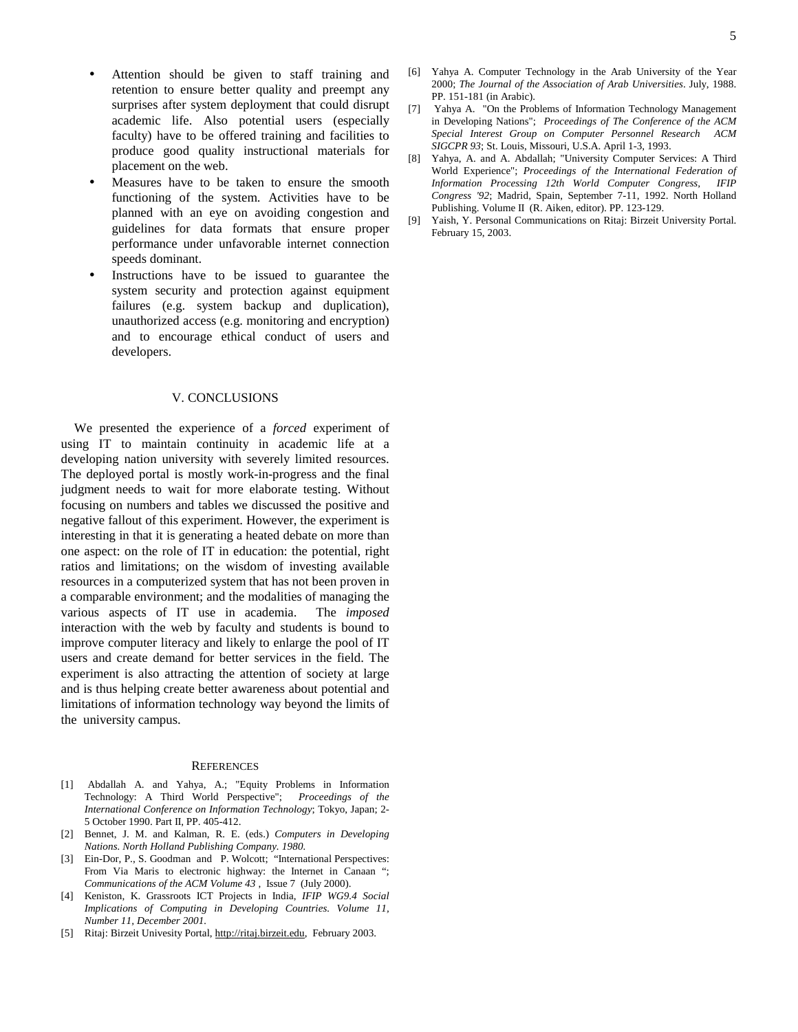- Attention should be given to staff training and retention to ensure better quality and preempt any surprises after system deployment that could disrupt academic life. Also potential users (especially faculty) have to be offered training and facilities to produce good quality instructional materials for placement on the web.
- Measures have to be taken to ensure the smooth functioning of the system. Activities have to be planned with an eye on avoiding congestion and guidelines for data formats that ensure proper performance under unfavorable internet connection speeds dominant.
- Instructions have to be issued to guarantee the system security and protection against equipment failures (e.g. system backup and duplication), unauthorized access (e.g. monitoring and encryption) and to encourage ethical conduct of users and developers.

## V. CONCLUSIONS

We presented the experience of a *forced* experiment of using IT to maintain continuity in academic life at a developing nation university with severely limited resources. The deployed portal is mostly work-in-progress and the final judgment needs to wait for more elaborate testing. Without focusing on numbers and tables we discussed the positive and negative fallout of this experiment. However, the experiment is interesting in that it is generating a heated debate on more than one aspect: on the role of IT in education: the potential, right ratios and limitations; on the wisdom of investing available resources in a computerized system that has not been proven in a comparable environment; and the modalities of managing the various aspects of IT use in academia. The *imposed* interaction with the web by faculty and students is bound to improve computer literacy and likely to enlarge the pool of IT users and create demand for better services in the field. The experiment is also attracting the attention of society at large and is thus helping create better awareness about potential and limitations of information technology way beyond the limits of the university campus.

## REFERENCES

[1] Abdallah A. and Yahya, A.; "Equity Problems in Information Technology: A Third World Perspective"; *Proceedings of the International Conference on Information Technology*; Tokyo, Japan; 2-5 October 1990. Part II, PP. 405-412.

[2] Bennet, J. M. and Kalman, R. E. (eds.) *Computers in Developing Nations. North Holland Publishing Company. 1980.*

[3] Ein-Dor, P., S. Goodman and P. Wolcott; "International Perspectives: From Via Maris to electronic highway: the Internet in Canaan "; *Communications of the ACM Volume 43* , Issue 7 (July 2000).

[4] Keniston, K. Grassroots ICT Projects in India, *IFIP WG9.4 Social Implications of Computing in Developing Countries. Volume 11, Number 11, December 2001.*

[5] Ritaj: Birzeit Univesity Portal, http://ritaj.birzeit.edu, February 2003.

[6] Yahya A. Computer Technology in the Arab University of the Year 2000; *The Journal of the Association of Arab Universities*. July, 1988. PP. 151-181 (in Arabic).

[7] Yahya A. "On the Problems of Information Technology Management in Developing Nations"; *Proceedings of The Conference of the ACM Special Interest Group on Computer Personnel Research ACM SIGCPR 93*; St. Louis, Missouri, U.S.A. April 1-3, 1993.

[8] Yahya, A. and A. Abdallah; "University Computer Services: A Third World Experience"; *Proceedings of the International Federation of Information Processing 12th World Computer Congress, IFIP Congress '92*; Madrid, Spain, September 7-11, 1992. North Holland Publishing. Volume II (R. Aiken, editor). PP. 123-129.

[9] Yaish, Y. Personal Communications on Ritaj: Birzeit University Portal. February 15, 2003.